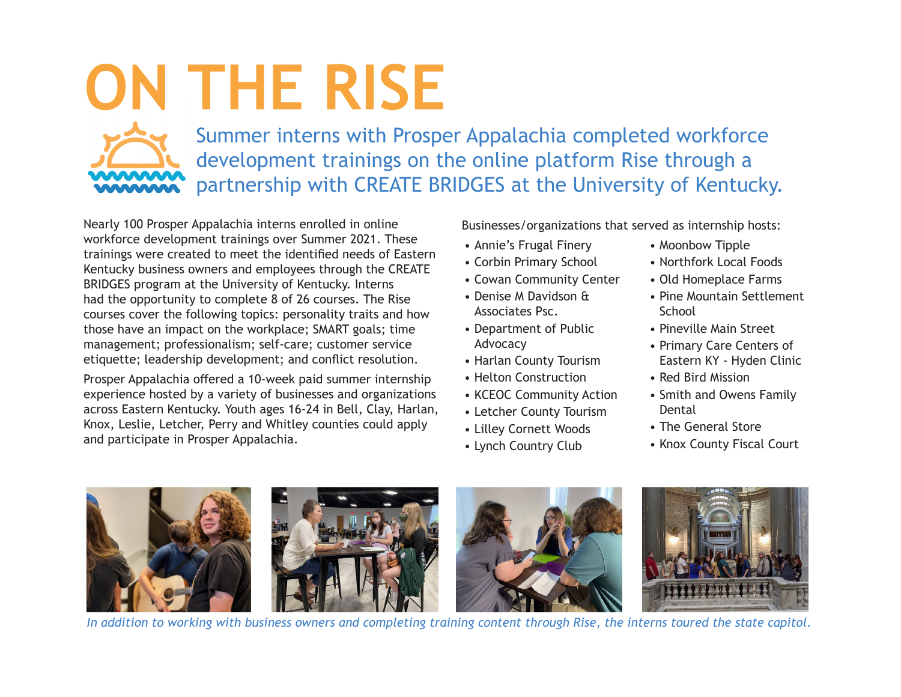# ON THE RISE

## Summer interns with Prosper Appalachia completed workforce development trainings on the online platform Rise through a partnership with CREATE BRIDGES at the University of Kentucky.

Nearly 100 Prosper Appalachia interns enrolled in online workforce development trainings over Summer 2021. These trainings were created to meet the identified needs of Eastern Kentucky business owners and employees through the CREATE BRIDGES program at the University of Kentucky. Interns had the opportunity to complete 8 of 26 courses. The Rise courses cover the following topics: personality traits and how those have an impact on the workplace; SMART goals; time management; professionalism; self-care; customer service etiquette; leadership development; and conflict resolution.

Prosper Appalachia offered a 10-week paid summer internship experience hosted by a variety of businesses and organizations across Eastern Kentucky. Youth ages 16-24 in Bell, Clay, Harlan, Knox, Leslie, Letcher, Perry and Whitley counties could apply and participate in Prosper Appalachia.

Businesses/organizations that served as internship hosts:

- Annie's Frugal Finery
- Corbin Primary School
- Cowan Community Center
- Denise M Davidson & Associates Psc.
- Department of Public Advocacy
- Harlan County Tourism
- Helton Construction
- KCEOC Community Action
- Letcher County Tourism
- Lilley Cornett Woods
- Lynch Country Club
- Moonbow Tipple
- Northfork Local Foods
- Old Homeplace Farms
- Pine Mountain Settlement School
- Pineville Main Street
- Primary Care Centers of Eastern KY - Hyden Clinic
- Red Bird Mission
- Smith and Owens Family Dental
- The General Store
- Knox County Fiscal Court

*In addition to working with business owners and completing training content through Rise, the interns toured the state capitol.*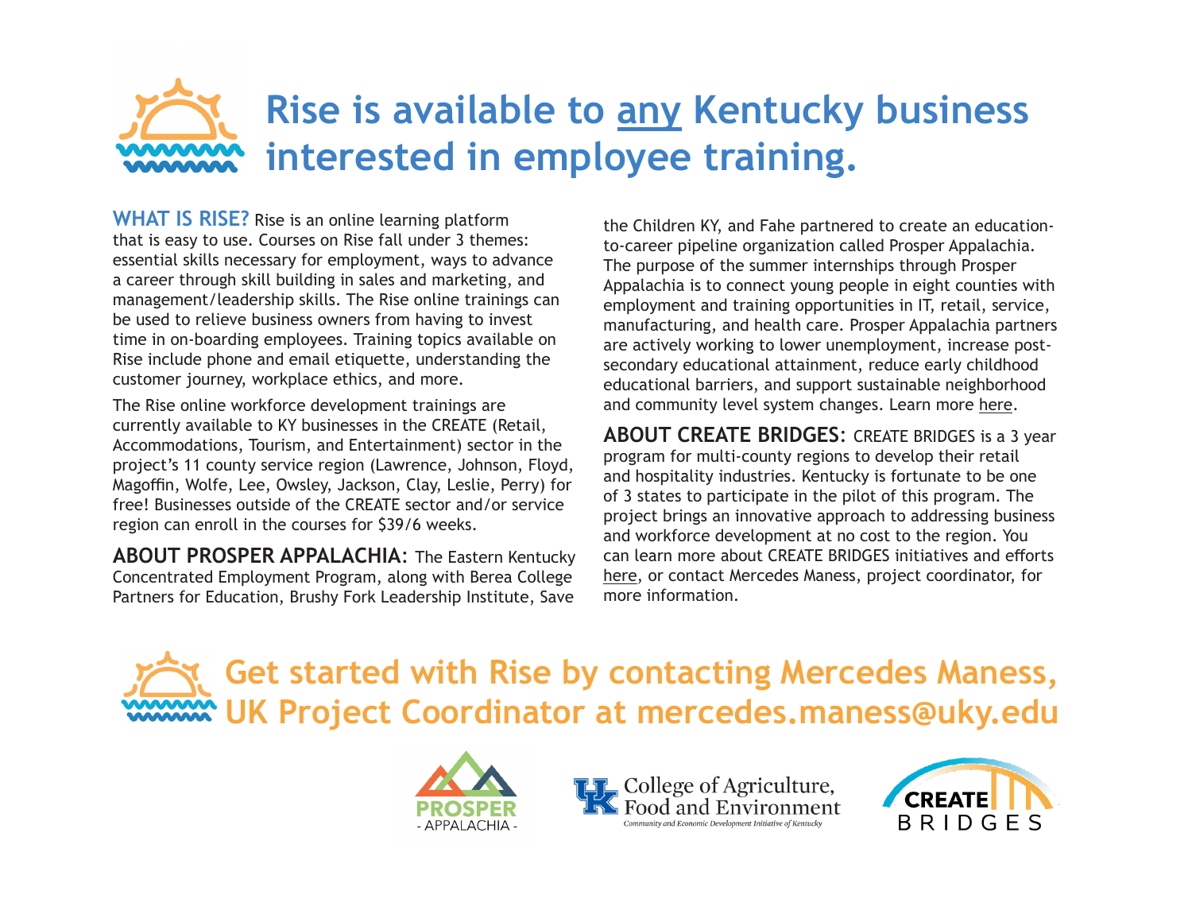# Rise is available to <u>any</u> Kentucky business interested in employee training.

**WHAT IS RISE?** Rise is an online learning platform that is easy to use. Courses on Rise fall under 3 themes: essential skills necessary for employment, ways to advance a career through skill building in sales and marketing, and management/leadership skills. The Rise online trainings can be used to relieve business owners from having to invest time in on-boarding employees. Training topics available on Rise include phone and email etiquette, understanding the customer journey, workplace ethics, and more.

The Rise online workforce development trainings are currently available to KY businesses in the CREATE (Retail, Accommodations, Tourism, and Entertainment) sector in the project's 11 county service region (Lawrence, Johnson, Floyd, Magoffin, Wolfe, Lee, Owsley, Jackson, Clay, Leslie, Perry) for free! Businesses outside of the CREATE sector and/or service region can enroll in the courses for $39/6 weeks.

**ABOUT PROSPER APPALACHIA:** The Eastern Kentucky Concentrated Employment Program, along with Berea College Partners for Education, Brushy Fork Leadership Institute, Save the Children KY, and Fahe partnered to create an education-to-career pipeline organization called Prosper Appalachia. The purpose of the summer internships through Prosper Appalachia is to connect young people in eight counties with employment and training opportunities in IT, retail, service, manufacturing, and health care. Prosper Appalachia partners are actively working to lower unemployment, increase post-secondary educational attainment, reduce early childhood educational barriers, and support sustainable neighborhood and community level system changes. Learn more here.

**ABOUT CREATE BRIDGES:** CREATE BRIDGES is a 3 year program for multi-county regions to develop their retail and hospitality industries. Kentucky is fortunate to be one of 3 states to participate in the pilot of this program. The project brings an innovative approach to addressing business and workforce development at no cost to the region. You can learn more about CREATE BRIDGES initiatives and efforts here, or contact Mercedes Maness, project coordinator, for more information.

## Get started with Rise by contacting Mercedes Maness, UK Project Coordinator at mercedes.maness@uky.edu

PROSPER - APPALACHIA -

College of Agriculture, Food and Environment
Community and Economic Development Initiative of Kentucky

CREATE BRIDGES